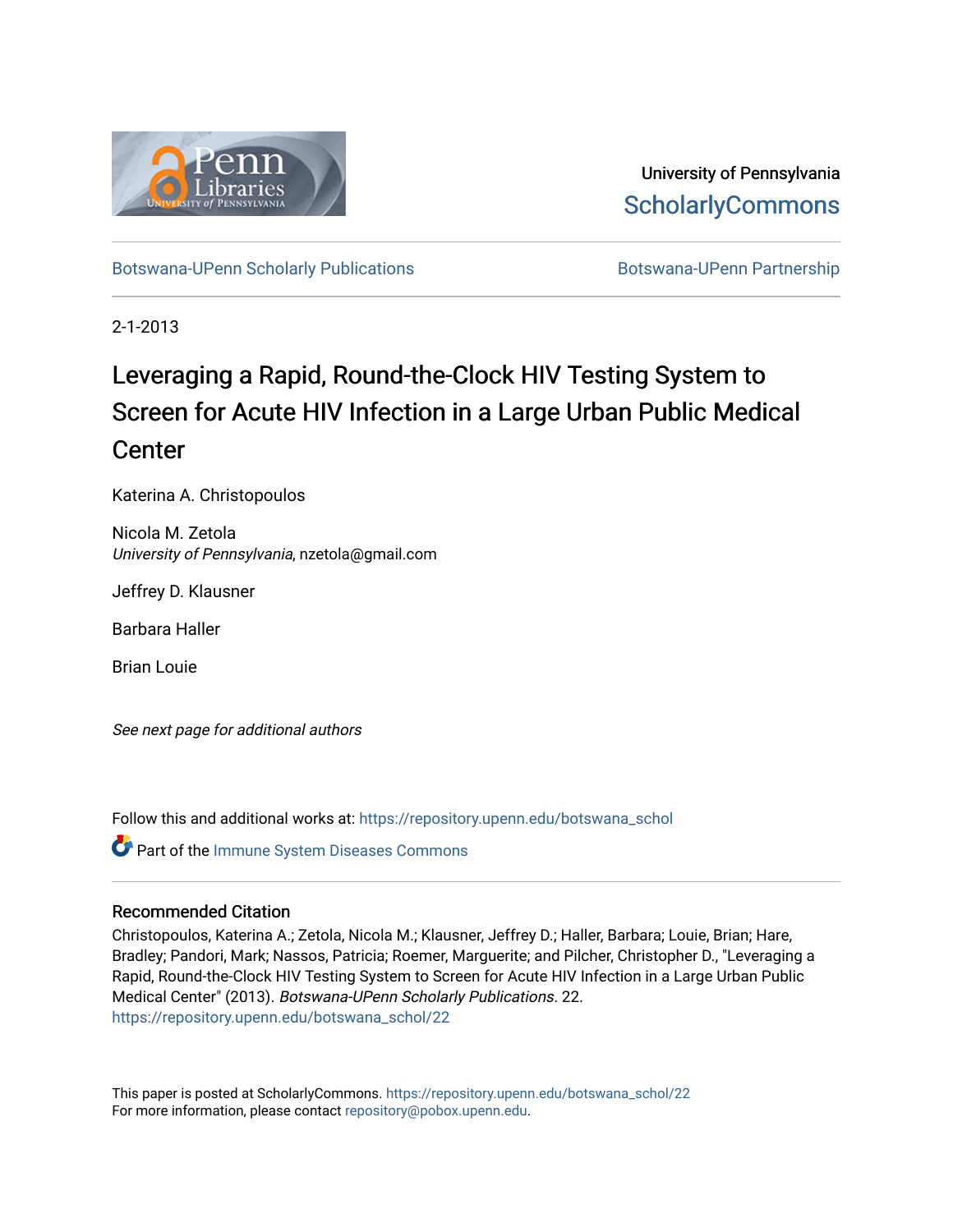University of Pennsylvania
ScholarlyCommons

Botswana-UPenn Scholarly Publications | Botswana-UPenn Partnership

2-1-2013

# Leveraging a Rapid, Round-the-Clock HIV Testing System to Screen for Acute HIV Infection in a Large Urban Public Medical Center

Katerina A. Christopoulos

Nicola M. Zetola
*University of Pennsylvania*, nzetola@gmail.com

Jeffrey D. Klausner

Barbara Haller

Brian Louie

*See next page for additional authors*

Follow this and additional works at: https://repository.upenn.edu/botswana_schol

Part of the Immune System Diseases Commons

## Recommended Citation

Christopoulos, Katerina A.; Zetola, Nicola M.; Klausner, Jeffrey D.; Haller, Barbara; Louie, Brian; Hare, Bradley; Pandori, Mark; Nassos, Patricia; Roemer, Marguerite; and Pilcher, Christopher D., "Leveraging a Rapid, Round-the-Clock HIV Testing System to Screen for Acute HIV Infection in a Large Urban Public Medical Center" (2013). *Botswana-UPenn Scholarly Publications*. 22.
https://repository.upenn.edu/botswana_schol/22

This paper is posted at ScholarlyCommons. https://repository.upenn.edu/botswana_schol/22
For more information, please contact repository@pobox.upenn.edu.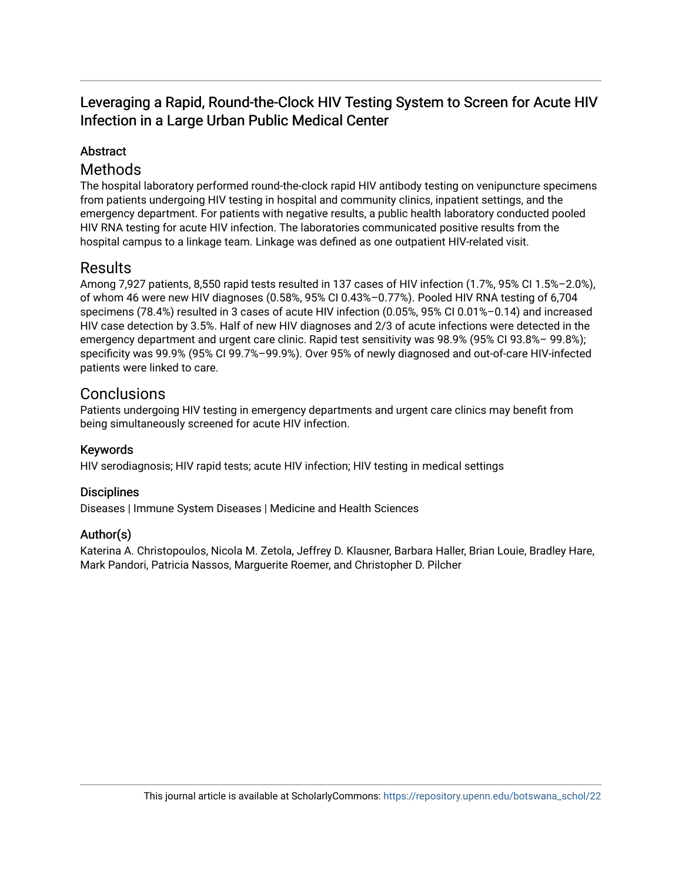# Leveraging a Rapid, Round-the-Clock HIV Testing System to Screen for Acute HIV Infection in a Large Urban Public Medical Center

## Abstract

### Methods

The hospital laboratory performed round-the-clock rapid HIV antibody testing on venipuncture specimens from patients undergoing HIV testing in hospital and community clinics, inpatient settings, and the emergency department. For patients with negative results, a public health laboratory conducted pooled HIV RNA testing for acute HIV infection. The laboratories communicated positive results from the hospital campus to a linkage team. Linkage was defined as one outpatient HIV-related visit.

### Results

Among 7,927 patients, 8,550 rapid tests resulted in 137 cases of HIV infection (1.7%, 95% CI 1.5%–2.0%), of whom 46 were new HIV diagnoses (0.58%, 95% CI 0.43%–0.77%). Pooled HIV RNA testing of 6,704 specimens (78.4%) resulted in 3 cases of acute HIV infection (0.05%, 95% CI 0.01%–0.14) and increased HIV case detection by 3.5%. Half of new HIV diagnoses and 2/3 of acute infections were detected in the emergency department and urgent care clinic. Rapid test sensitivity was 98.9% (95% CI 93.8%– 99.8%); specificity was 99.9% (95% CI 99.7%–99.9%). Over 95% of newly diagnosed and out-of-care HIV-infected patients were linked to care.

### Conclusions

Patients undergoing HIV testing in emergency departments and urgent care clinics may benefit from being simultaneously screened for acute HIV infection.

### Keywords

HIV serodiagnosis; HIV rapid tests; acute HIV infection; HIV testing in medical settings

### Disciplines

Diseases | Immune System Diseases | Medicine and Health Sciences

### Author(s)

Katerina A. Christopoulos, Nicola M. Zetola, Jeffrey D. Klausner, Barbara Haller, Brian Louie, Bradley Hare, Mark Pandori, Patricia Nassos, Marguerite Roemer, and Christopher D. Pilcher

This journal article is available at ScholarlyCommons: https://repository.upenn.edu/botswana_schol/22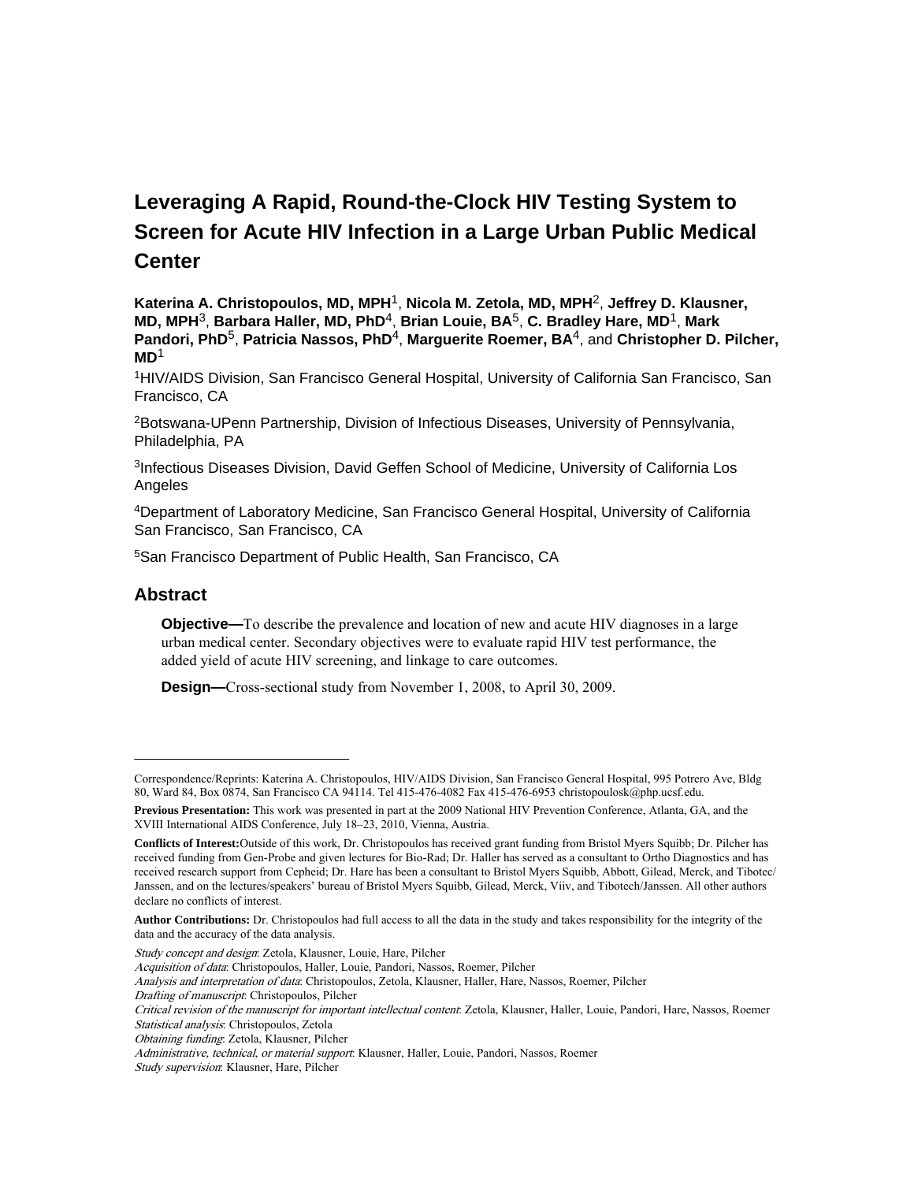# Leveraging A Rapid, Round-the-Clock HIV Testing System to Screen for Acute HIV Infection in a Large Urban Public Medical Center

**Katerina A. Christopoulos, MD, MPH**[1], **Nicola M. Zetola, MD, MPH**[2], **Jeffrey D. Klausner, MD, MPH**[3], **Barbara Haller, MD, PhD**[4], **Brian Louie, BA**[5], **C. Bradley Hare, MD**[1], **Mark Pandori, PhD**[5], **Patricia Nassos, PhD**[4], **Marguerite Roemer, BA**[4], and **Christopher D. Pilcher, MD**[1]

[1]HIV/AIDS Division, San Francisco General Hospital, University of California San Francisco, San Francisco, CA

[2]Botswana-UPenn Partnership, Division of Infectious Diseases, University of Pennsylvania, Philadelphia, PA

[3]Infectious Diseases Division, David Geffen School of Medicine, University of California Los Angeles

[4]Department of Laboratory Medicine, San Francisco General Hospital, University of California San Francisco, San Francisco, CA

[5]San Francisco Department of Public Health, San Francisco, CA

## Abstract

**Objective—**To describe the prevalence and location of new and acute HIV diagnoses in a large urban medical center. Secondary objectives were to evaluate rapid HIV test performance, the added yield of acute HIV screening, and linkage to care outcomes.

**Design—**Cross-sectional study from November 1, 2008, to April 30, 2009.

---

Correspondence/Reprints: Katerina A. Christopoulos, HIV/AIDS Division, San Francisco General Hospital, 995 Potrero Ave, Bldg 80, Ward 84, Box 0874, San Francisco CA 94114. Tel 415-476-4082 Fax 415-476-6953 christopoulosk@php.ucsf.edu.

**Previous Presentation:** This work was presented in part at the 2009 National HIV Prevention Conference, Atlanta, GA, and the XVIII International AIDS Conference, July 18–23, 2010, Vienna, Austria.

**Conflicts of Interest:**Outside of this work, Dr. Christopoulos has received grant funding from Bristol Myers Squibb; Dr. Pilcher has received funding from Gen-Probe and given lectures for Bio-Rad; Dr. Haller has served as a consultant to Ortho Diagnostics and has received research support from Cepheid; Dr. Hare has been a consultant to Bristol Myers Squibb, Abbott, Gilead, Merck, and Tibotec/Janssen, and on the lectures/speakers' bureau of Bristol Myers Squibb, Gilead, Merck, Viiv, and Tibotech/Janssen. All other authors declare no conflicts of interest.

**Author Contributions:** Dr. Christopoulos had full access to all the data in the study and takes responsibility for the integrity of the data and the accuracy of the data analysis.

*Study concept and design*: Zetola, Klausner, Louie, Hare, Pilcher
*Acquisition of data*: Christopoulos, Haller, Louie, Pandori, Nassos, Roemer, Pilcher
*Analysis and interpretation of data*: Christopoulos, Zetola, Klausner, Haller, Hare, Nassos, Roemer, Pilcher
*Drafting of manuscript*: Christopoulos, Pilcher
*Critical revision of the manuscript for important intellectual content*: Zetola, Klausner, Haller, Louie, Pandori, Hare, Nassos, Roemer
*Statistical analysis*: Christopoulos, Zetola
*Obtaining funding*: Zetola, Klausner, Pilcher
*Administrative, technical, or material support*: Klausner, Haller, Louie, Pandori, Nassos, Roemer
*Study supervision*: Klausner, Hare, Pilcher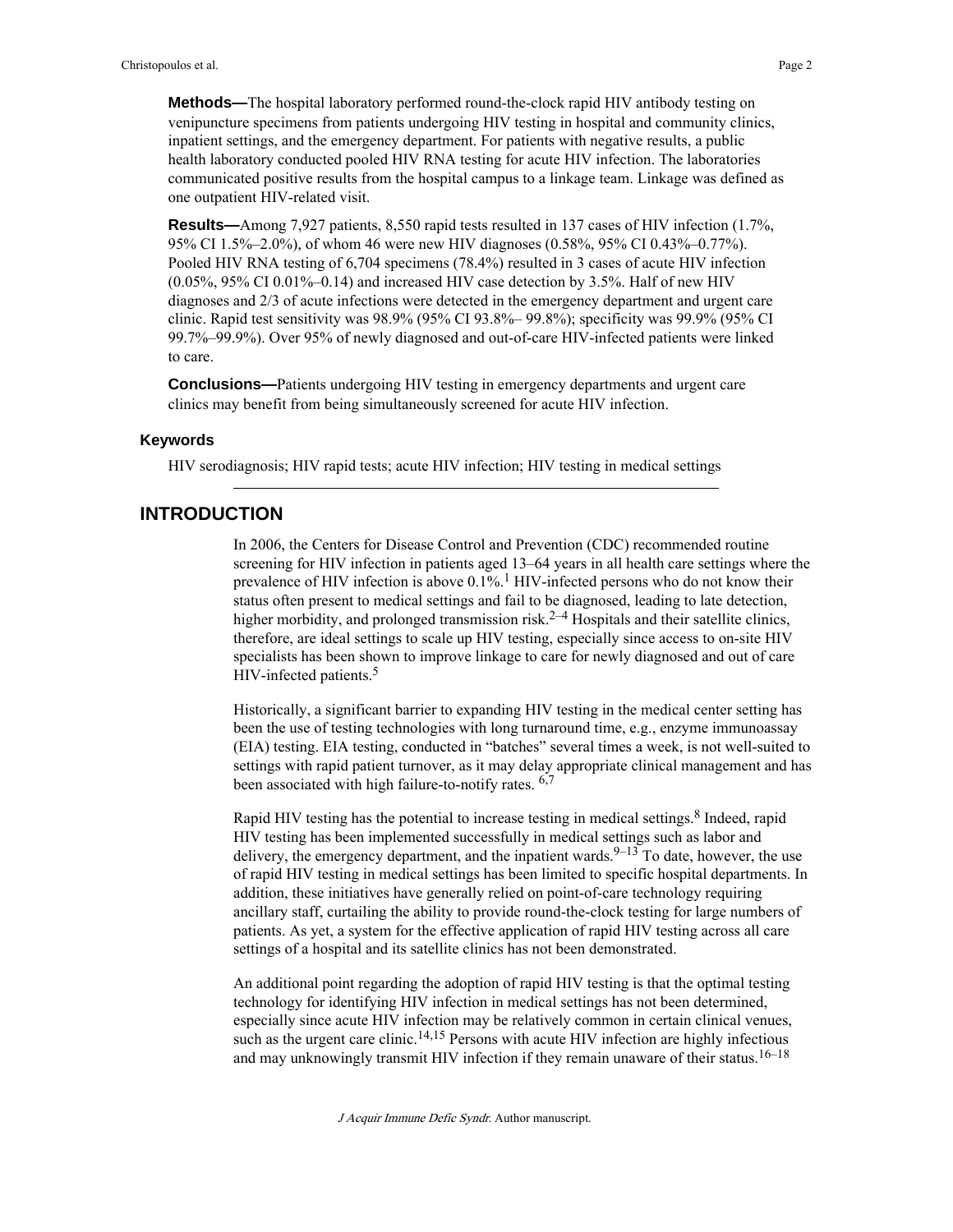**Methods—**The hospital laboratory performed round-the-clock rapid HIV antibody testing on venipuncture specimens from patients undergoing HIV testing in hospital and community clinics, inpatient settings, and the emergency department. For patients with negative results, a public health laboratory conducted pooled HIV RNA testing for acute HIV infection. The laboratories communicated positive results from the hospital campus to a linkage team. Linkage was defined as one outpatient HIV-related visit.

**Results—**Among 7,927 patients, 8,550 rapid tests resulted in 137 cases of HIV infection (1.7%, 95% CI 1.5%–2.0%), of whom 46 were new HIV diagnoses (0.58%, 95% CI 0.43%–0.77%). Pooled HIV RNA testing of 6,704 specimens (78.4%) resulted in 3 cases of acute HIV infection (0.05%, 95% CI 0.01%–0.14) and increased HIV case detection by 3.5%. Half of new HIV diagnoses and 2/3 of acute infections were detected in the emergency department and urgent care clinic. Rapid test sensitivity was 98.9% (95% CI 93.8%– 99.8%); specificity was 99.9% (95% CI 99.7%–99.9%). Over 95% of newly diagnosed and out-of-care HIV-infected patients were linked to care.

**Conclusions—**Patients undergoing HIV testing in emergency departments and urgent care clinics may benefit from being simultaneously screened for acute HIV infection.

### Keywords

HIV serodiagnosis; HIV rapid tests; acute HIV infection; HIV testing in medical settings

## INTRODUCTION

In 2006, the Centers for Disease Control and Prevention (CDC) recommended routine screening for HIV infection in patients aged 13–64 years in all health care settings where the prevalence of HIV infection is above 0.1%.[1] HIV-infected persons who do not know their status often present to medical settings and fail to be diagnosed, leading to late detection, higher morbidity, and prolonged transmission risk.[2–4] Hospitals and their satellite clinics, therefore, are ideal settings to scale up HIV testing, especially since access to on-site HIV specialists has been shown to improve linkage to care for newly diagnosed and out of care HIV-infected patients.[5]

Historically, a significant barrier to expanding HIV testing in the medical center setting has been the use of testing technologies with long turnaround time, e.g., enzyme immunoassay (EIA) testing. EIA testing, conducted in "batches" several times a week, is not well-suited to settings with rapid patient turnover, as it may delay appropriate clinical management and has been associated with high failure-to-notify rates.[6,7]

Rapid HIV testing has the potential to increase testing in medical settings.[8] Indeed, rapid HIV testing has been implemented successfully in medical settings such as labor and delivery, the emergency department, and the inpatient wards.[9–13] To date, however, the use of rapid HIV testing in medical settings has been limited to specific hospital departments. In addition, these initiatives have generally relied on point-of-care technology requiring ancillary staff, curtailing the ability to provide round-the-clock testing for large numbers of patients. As yet, a system for the effective application of rapid HIV testing across all care settings of a hospital and its satellite clinics has not been demonstrated.

An additional point regarding the adoption of rapid HIV testing is that the optimal testing technology for identifying HIV infection in medical settings has not been determined, especially since acute HIV infection may be relatively common in certain clinical venues, such as the urgent care clinic.[14,15] Persons with acute HIV infection are highly infectious and may unknowingly transmit HIV infection if they remain unaware of their status.[16–18]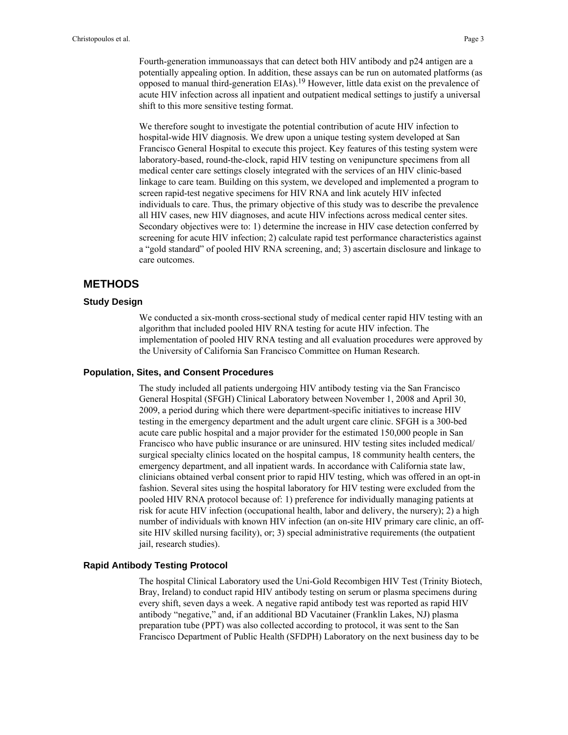Fourth-generation immunoassays that can detect both HIV antibody and p24 antigen are a potentially appealing option. In addition, these assays can be run on automated platforms (as opposed to manual third-generation EIAs).[19] However, little data exist on the prevalence of acute HIV infection across all inpatient and outpatient medical settings to justify a universal shift to this more sensitive testing format.

We therefore sought to investigate the potential contribution of acute HIV infection to hospital-wide HIV diagnosis. We drew upon a unique testing system developed at San Francisco General Hospital to execute this project. Key features of this testing system were laboratory-based, round-the-clock, rapid HIV testing on venipuncture specimens from all medical center care settings closely integrated with the services of an HIV clinic-based linkage to care team. Building on this system, we developed and implemented a program to screen rapid-test negative specimens for HIV RNA and link acutely HIV infected individuals to care. Thus, the primary objective of this study was to describe the prevalence all HIV cases, new HIV diagnoses, and acute HIV infections across medical center sites. Secondary objectives were to: 1) determine the increase in HIV case detection conferred by screening for acute HIV infection; 2) calculate rapid test performance characteristics against a "gold standard" of pooled HIV RNA screening, and; 3) ascertain disclosure and linkage to care outcomes.

## METHODS

### Study Design

We conducted a six-month cross-sectional study of medical center rapid HIV testing with an algorithm that included pooled HIV RNA testing for acute HIV infection. The implementation of pooled HIV RNA testing and all evaluation procedures were approved by the University of California San Francisco Committee on Human Research.

### Population, Sites, and Consent Procedures

The study included all patients undergoing HIV antibody testing via the San Francisco General Hospital (SFGH) Clinical Laboratory between November 1, 2008 and April 30, 2009, a period during which there were department-specific initiatives to increase HIV testing in the emergency department and the adult urgent care clinic. SFGH is a 300-bed acute care public hospital and a major provider for the estimated 150,000 people in San Francisco who have public insurance or are uninsured. HIV testing sites included medical/surgical specialty clinics located on the hospital campus, 18 community health centers, the emergency department, and all inpatient wards. In accordance with California state law, clinicians obtained verbal consent prior to rapid HIV testing, which was offered in an opt-in fashion. Several sites using the hospital laboratory for HIV testing were excluded from the pooled HIV RNA protocol because of: 1) preference for individually managing patients at risk for acute HIV infection (occupational health, labor and delivery, the nursery); 2) a high number of individuals with known HIV infection (an on-site HIV primary care clinic, an off-site HIV skilled nursing facility), or; 3) special administrative requirements (the outpatient jail, research studies).

### Rapid Antibody Testing Protocol

The hospital Clinical Laboratory used the Uni-Gold Recombigen HIV Test (Trinity Biotech, Bray, Ireland) to conduct rapid HIV antibody testing on serum or plasma specimens during every shift, seven days a week. A negative rapid antibody test was reported as rapid HIV antibody "negative," and, if an additional BD Vacutainer (Franklin Lakes, NJ) plasma preparation tube (PPT) was also collected according to protocol, it was sent to the San Francisco Department of Public Health (SFDPH) Laboratory on the next business day to be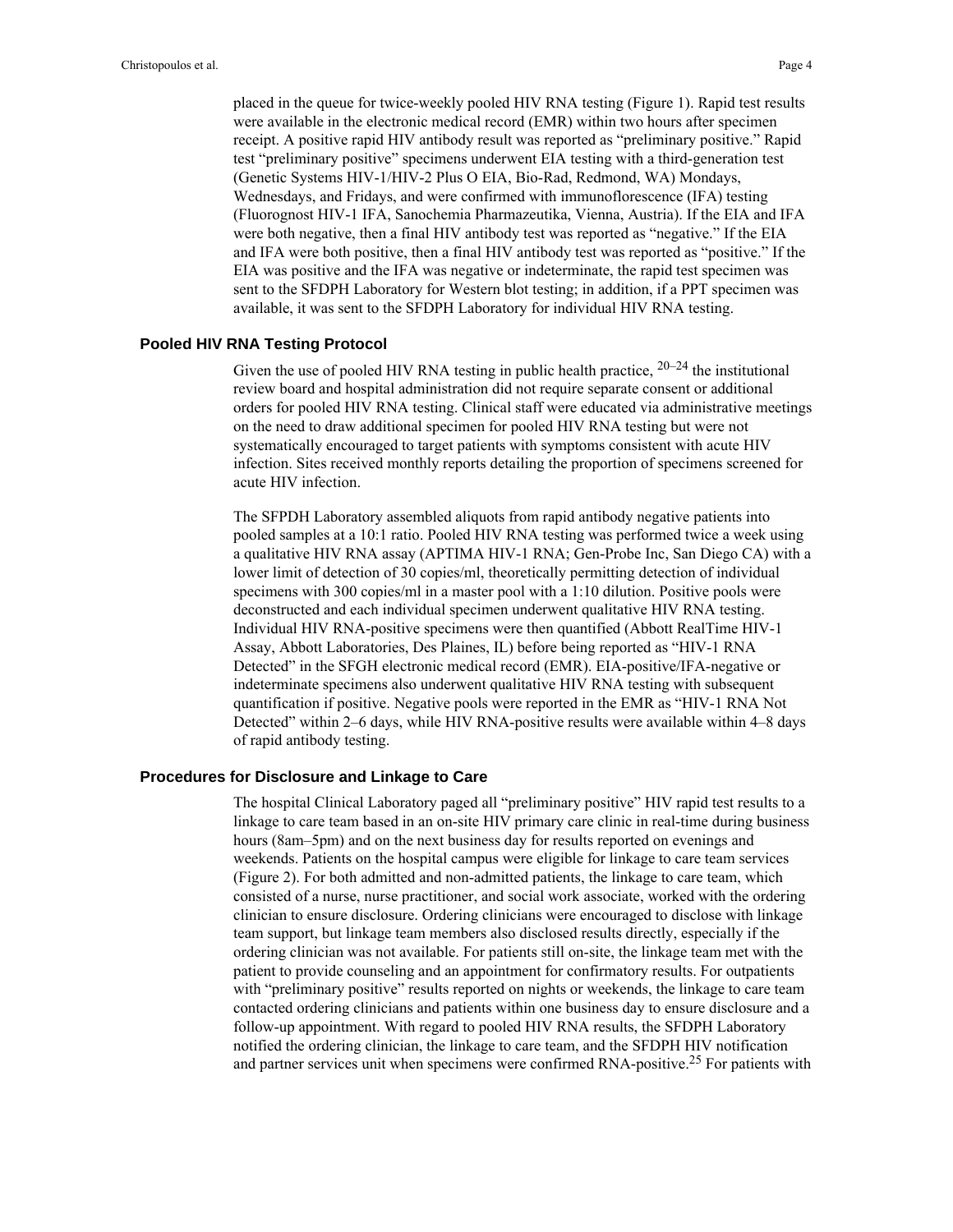placed in the queue for twice-weekly pooled HIV RNA testing (Figure 1). Rapid test results were available in the electronic medical record (EMR) within two hours after specimen receipt. A positive rapid HIV antibody result was reported as "preliminary positive." Rapid test "preliminary positive" specimens underwent EIA testing with a third-generation test (Genetic Systems HIV-1/HIV-2 Plus O EIA, Bio-Rad, Redmond, WA) Mondays, Wednesdays, and Fridays, and were confirmed with immunoflorescence (IFA) testing (Fluorognost HIV-1 IFA, Sanochemia Pharmazeutika, Vienna, Austria). If the EIA and IFA were both negative, then a final HIV antibody test was reported as "negative." If the EIA and IFA were both positive, then a final HIV antibody test was reported as "positive." If the EIA was positive and the IFA was negative or indeterminate, the rapid test specimen was sent to the SFDPH Laboratory for Western blot testing; in addition, if a PPT specimen was available, it was sent to the SFDPH Laboratory for individual HIV RNA testing.

### Pooled HIV RNA Testing Protocol

Given the use of pooled HIV RNA testing in public health practice, [20–24] the institutional review board and hospital administration did not require separate consent or additional orders for pooled HIV RNA testing. Clinical staff were educated via administrative meetings on the need to draw additional specimen for pooled HIV RNA testing but were not systematically encouraged to target patients with symptoms consistent with acute HIV infection. Sites received monthly reports detailing the proportion of specimens screened for acute HIV infection.

The SFPDH Laboratory assembled aliquots from rapid antibody negative patients into pooled samples at a 10:1 ratio. Pooled HIV RNA testing was performed twice a week using a qualitative HIV RNA assay (APTIMA HIV-1 RNA; Gen-Probe Inc, San Diego CA) with a lower limit of detection of 30 copies/ml, theoretically permitting detection of individual specimens with 300 copies/ml in a master pool with a 1:10 dilution. Positive pools were deconstructed and each individual specimen underwent qualitative HIV RNA testing. Individual HIV RNA-positive specimens were then quantified (Abbott RealTime HIV-1 Assay, Abbott Laboratories, Des Plaines, IL) before being reported as "HIV-1 RNA Detected" in the SFGH electronic medical record (EMR). EIA-positive/IFA-negative or indeterminate specimens also underwent qualitative HIV RNA testing with subsequent quantification if positive. Negative pools were reported in the EMR as "HIV-1 RNA Not Detected" within 2–6 days, while HIV RNA-positive results were available within 4–8 days of rapid antibody testing.

### Procedures for Disclosure and Linkage to Care

The hospital Clinical Laboratory paged all "preliminary positive" HIV rapid test results to a linkage to care team based in an on-site HIV primary care clinic in real-time during business hours (8am–5pm) and on the next business day for results reported on evenings and weekends. Patients on the hospital campus were eligible for linkage to care team services (Figure 2). For both admitted and non-admitted patients, the linkage to care team, which consisted of a nurse, nurse practitioner, and social work associate, worked with the ordering clinician to ensure disclosure. Ordering clinicians were encouraged to disclose with linkage team support, but linkage team members also disclosed results directly, especially if the ordering clinician was not available. For patients still on-site, the linkage team met with the patient to provide counseling and an appointment for confirmatory results. For outpatients with "preliminary positive" results reported on nights or weekends, the linkage to care team contacted ordering clinicians and patients within one business day to ensure disclosure and a follow-up appointment. With regard to pooled HIV RNA results, the SFDPH Laboratory notified the ordering clinician, the linkage to care team, and the SFDPH HIV notification and partner services unit when specimens were confirmed RNA-positive.[25] For patients with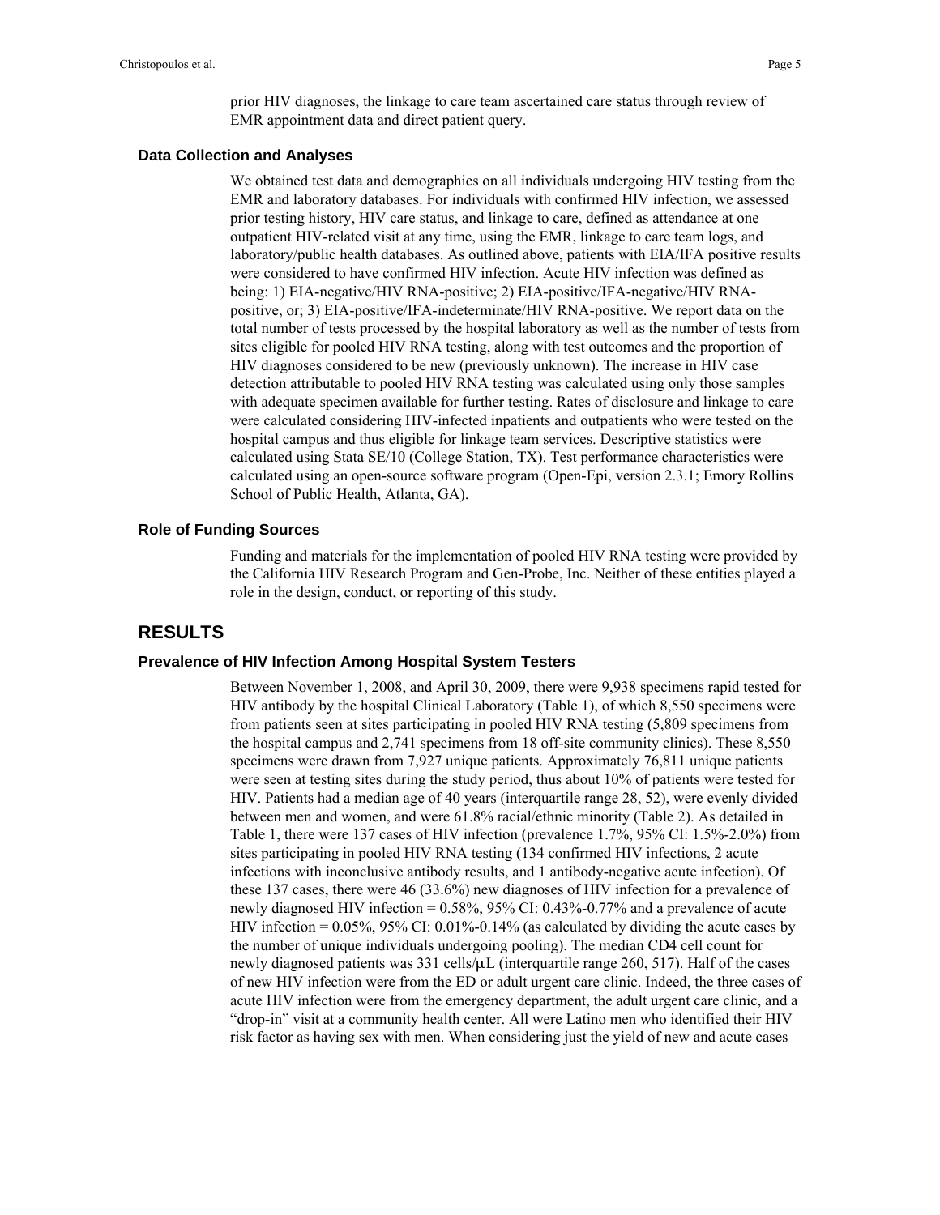prior HIV diagnoses, the linkage to care team ascertained care status through review of EMR appointment data and direct patient query.

### Data Collection and Analyses

We obtained test data and demographics on all individuals undergoing HIV testing from the EMR and laboratory databases. For individuals with confirmed HIV infection, we assessed prior testing history, HIV care status, and linkage to care, defined as attendance at one outpatient HIV-related visit at any time, using the EMR, linkage to care team logs, and laboratory/public health databases. As outlined above, patients with EIA/IFA positive results were considered to have confirmed HIV infection. Acute HIV infection was defined as being: 1) EIA-negative/HIV RNA-positive; 2) EIA-positive/IFA-negative/HIV RNA-positive, or; 3) EIA-positive/IFA-indeterminate/HIV RNA-positive. We report data on the total number of tests processed by the hospital laboratory as well as the number of tests from sites eligible for pooled HIV RNA testing, along with test outcomes and the proportion of HIV diagnoses considered to be new (previously unknown). The increase in HIV case detection attributable to pooled HIV RNA testing was calculated using only those samples with adequate specimen available for further testing. Rates of disclosure and linkage to care were calculated considering HIV-infected inpatients and outpatients who were tested on the hospital campus and thus eligible for linkage team services. Descriptive statistics were calculated using Stata SE/10 (College Station, TX). Test performance characteristics were calculated using an open-source software program (Open-Epi, version 2.3.1; Emory Rollins School of Public Health, Atlanta, GA).

### Role of Funding Sources

Funding and materials for the implementation of pooled HIV RNA testing were provided by the California HIV Research Program and Gen-Probe, Inc. Neither of these entities played a role in the design, conduct, or reporting of this study.

## RESULTS

### Prevalence of HIV Infection Among Hospital System Testers

Between November 1, 2008, and April 30, 2009, there were 9,938 specimens rapid tested for HIV antibody by the hospital Clinical Laboratory (Table 1), of which 8,550 specimens were from patients seen at sites participating in pooled HIV RNA testing (5,809 specimens from the hospital campus and 2,741 specimens from 18 off-site community clinics). These 8,550 specimens were drawn from 7,927 unique patients. Approximately 76,811 unique patients were seen at testing sites during the study period, thus about 10% of patients were tested for HIV. Patients had a median age of 40 years (interquartile range 28, 52), were evenly divided between men and women, and were 61.8% racial/ethnic minority (Table 2). As detailed in Table 1, there were 137 cases of HIV infection (prevalence 1.7%, 95% CI: 1.5%-2.0%) from sites participating in pooled HIV RNA testing (134 confirmed HIV infections, 2 acute infections with inconclusive antibody results, and 1 antibody-negative acute infection). Of these 137 cases, there were 46 (33.6%) new diagnoses of HIV infection for a prevalence of newly diagnosed HIV infection = 0.58%, 95% CI: 0.43%-0.77% and a prevalence of acute HIV infection = 0.05%, 95% CI: 0.01%-0.14% (as calculated by dividing the acute cases by the number of unique individuals undergoing pooling). The median CD4 cell count for newly diagnosed patients was 331 cells/μL (interquartile range 260, 517). Half of the cases of new HIV infection were from the ED or adult urgent care clinic. Indeed, the three cases of acute HIV infection were from the emergency department, the adult urgent care clinic, and a "drop-in" visit at a community health center. All were Latino men who identified their HIV risk factor as having sex with men. When considering just the yield of new and acute cases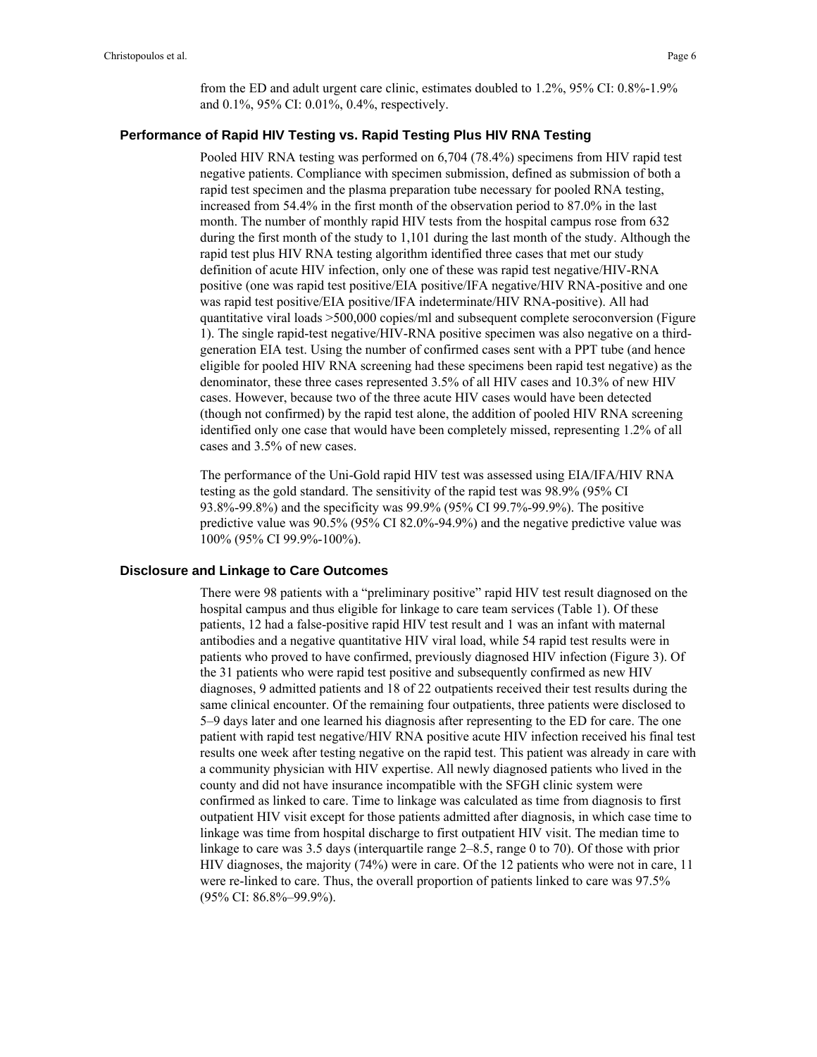from the ED and adult urgent care clinic, estimates doubled to 1.2%, 95% CI: 0.8%-1.9% and 0.1%, 95% CI: 0.01%, 0.4%, respectively.

### Performance of Rapid HIV Testing vs. Rapid Testing Plus HIV RNA Testing

Pooled HIV RNA testing was performed on 6,704 (78.4%) specimens from HIV rapid test negative patients. Compliance with specimen submission, defined as submission of both a rapid test specimen and the plasma preparation tube necessary for pooled RNA testing, increased from 54.4% in the first month of the observation period to 87.0% in the last month. The number of monthly rapid HIV tests from the hospital campus rose from 632 during the first month of the study to 1,101 during the last month of the study. Although the rapid test plus HIV RNA testing algorithm identified three cases that met our study definition of acute HIV infection, only one of these was rapid test negative/HIV-RNA positive (one was rapid test positive/EIA positive/IFA negative/HIV RNA-positive and one was rapid test positive/EIA positive/IFA indeterminate/HIV RNA-positive). All had quantitative viral loads >500,000 copies/ml and subsequent complete seroconversion (Figure 1). The single rapid-test negative/HIV-RNA positive specimen was also negative on a third-generation EIA test. Using the number of confirmed cases sent with a PPT tube (and hence eligible for pooled HIV RNA screening had these specimens been rapid test negative) as the denominator, these three cases represented 3.5% of all HIV cases and 10.3% of new HIV cases. However, because two of the three acute HIV cases would have been detected (though not confirmed) by the rapid test alone, the addition of pooled HIV RNA screening identified only one case that would have been completely missed, representing 1.2% of all cases and 3.5% of new cases.

The performance of the Uni-Gold rapid HIV test was assessed using EIA/IFA/HIV RNA testing as the gold standard. The sensitivity of the rapid test was 98.9% (95% CI 93.8%-99.8%) and the specificity was 99.9% (95% CI 99.7%-99.9%). The positive predictive value was 90.5% (95% CI 82.0%-94.9%) and the negative predictive value was 100% (95% CI 99.9%-100%).

### Disclosure and Linkage to Care Outcomes

There were 98 patients with a "preliminary positive" rapid HIV test result diagnosed on the hospital campus and thus eligible for linkage to care team services (Table 1). Of these patients, 12 had a false-positive rapid HIV test result and 1 was an infant with maternal antibodies and a negative quantitative HIV viral load, while 54 rapid test results were in patients who proved to have confirmed, previously diagnosed HIV infection (Figure 3). Of the 31 patients who were rapid test positive and subsequently confirmed as new HIV diagnoses, 9 admitted patients and 18 of 22 outpatients received their test results during the same clinical encounter. Of the remaining four outpatients, three patients were disclosed to 5–9 days later and one learned his diagnosis after representing to the ED for care. The one patient with rapid test negative/HIV RNA positive acute HIV infection received his final test results one week after testing negative on the rapid test. This patient was already in care with a community physician with HIV expertise. All newly diagnosed patients who lived in the county and did not have insurance incompatible with the SFGH clinic system were confirmed as linked to care. Time to linkage was calculated as time from diagnosis to first outpatient HIV visit except for those patients admitted after diagnosis, in which case time to linkage was time from hospital discharge to first outpatient HIV visit. The median time to linkage to care was 3.5 days (interquartile range 2–8.5, range 0 to 70). Of those with prior HIV diagnoses, the majority (74%) were in care. Of the 12 patients who were not in care, 11 were re-linked to care. Thus, the overall proportion of patients linked to care was 97.5% (95% CI: 86.8%–99.9%).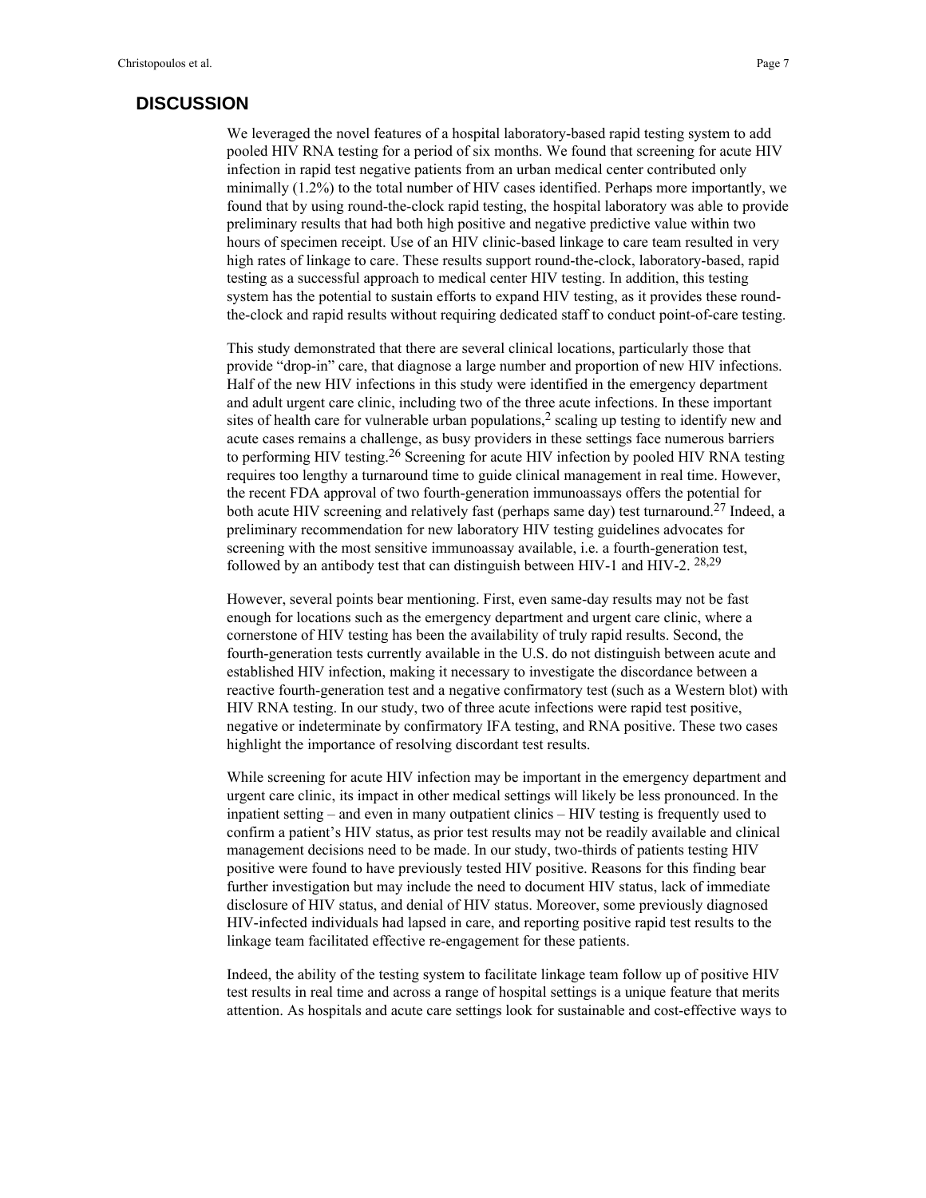## DISCUSSION

We leveraged the novel features of a hospital laboratory-based rapid testing system to add pooled HIV RNA testing for a period of six months. We found that screening for acute HIV infection in rapid test negative patients from an urban medical center contributed only minimally (1.2%) to the total number of HIV cases identified. Perhaps more importantly, we found that by using round-the-clock rapid testing, the hospital laboratory was able to provide preliminary results that had both high positive and negative predictive value within two hours of specimen receipt. Use of an HIV clinic-based linkage to care team resulted in very high rates of linkage to care. These results support round-the-clock, laboratory-based, rapid testing as a successful approach to medical center HIV testing. In addition, this testing system has the potential to sustain efforts to expand HIV testing, as it provides these round-the-clock and rapid results without requiring dedicated staff to conduct point-of-care testing.

This study demonstrated that there are several clinical locations, particularly those that provide "drop-in" care, that diagnose a large number and proportion of new HIV infections. Half of the new HIV infections in this study were identified in the emergency department and adult urgent care clinic, including two of the three acute infections. In these important sites of health care for vulnerable urban populations,[2] scaling up testing to identify new and acute cases remains a challenge, as busy providers in these settings face numerous barriers to performing HIV testing.[26] Screening for acute HIV infection by pooled HIV RNA testing requires too lengthy a turnaround time to guide clinical management in real time. However, the recent FDA approval of two fourth-generation immunoassays offers the potential for both acute HIV screening and relatively fast (perhaps same day) test turnaround.[27] Indeed, a preliminary recommendation for new laboratory HIV testing guidelines advocates for screening with the most sensitive immunoassay available, i.e. a fourth-generation test, followed by an antibody test that can distinguish between HIV-1 and HIV-2. [28,29]

However, several points bear mentioning. First, even same-day results may not be fast enough for locations such as the emergency department and urgent care clinic, where a cornerstone of HIV testing has been the availability of truly rapid results. Second, the fourth-generation tests currently available in the U.S. do not distinguish between acute and established HIV infection, making it necessary to investigate the discordance between a reactive fourth-generation test and a negative confirmatory test (such as a Western blot) with HIV RNA testing. In our study, two of three acute infections were rapid test positive, negative or indeterminate by confirmatory IFA testing, and RNA positive. These two cases highlight the importance of resolving discordant test results.

While screening for acute HIV infection may be important in the emergency department and urgent care clinic, its impact in other medical settings will likely be less pronounced. In the inpatient setting – and even in many outpatient clinics – HIV testing is frequently used to confirm a patient's HIV status, as prior test results may not be readily available and clinical management decisions need to be made. In our study, two-thirds of patients testing HIV positive were found to have previously tested HIV positive. Reasons for this finding bear further investigation but may include the need to document HIV status, lack of immediate disclosure of HIV status, and denial of HIV status. Moreover, some previously diagnosed HIV-infected individuals had lapsed in care, and reporting positive rapid test results to the linkage team facilitated effective re-engagement for these patients.

Indeed, the ability of the testing system to facilitate linkage team follow up of positive HIV test results in real time and across a range of hospital settings is a unique feature that merits attention. As hospitals and acute care settings look for sustainable and cost-effective ways to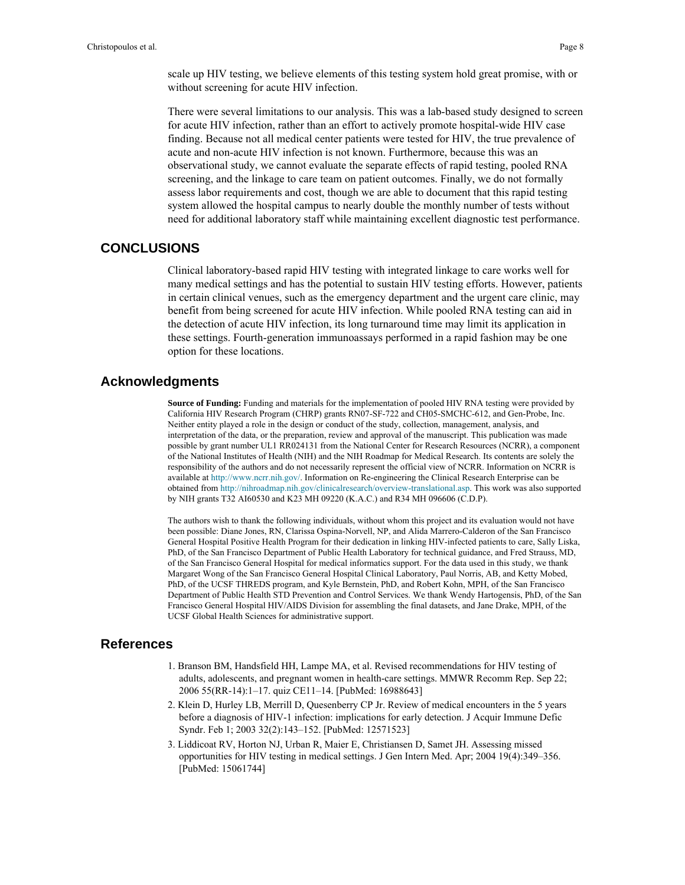scale up HIV testing, we believe elements of this testing system hold great promise, with or without screening for acute HIV infection.

There were several limitations to our analysis. This was a lab-based study designed to screen for acute HIV infection, rather than an effort to actively promote hospital-wide HIV case finding. Because not all medical center patients were tested for HIV, the true prevalence of acute and non-acute HIV infection is not known. Furthermore, because this was an observational study, we cannot evaluate the separate effects of rapid testing, pooled RNA screening, and the linkage to care team on patient outcomes. Finally, we do not formally assess labor requirements and cost, though we are able to document that this rapid testing system allowed the hospital campus to nearly double the monthly number of tests without need for additional laboratory staff while maintaining excellent diagnostic test performance.

## CONCLUSIONS

Clinical laboratory-based rapid HIV testing with integrated linkage to care works well for many medical settings and has the potential to sustain HIV testing efforts. However, patients in certain clinical venues, such as the emergency department and the urgent care clinic, may benefit from being screened for acute HIV infection. While pooled RNA testing can aid in the detection of acute HIV infection, its long turnaround time may limit its application in these settings. Fourth-generation immunoassays performed in a rapid fashion may be one option for these locations.

## Acknowledgments

**Source of Funding:** Funding and materials for the implementation of pooled HIV RNA testing were provided by California HIV Research Program (CHRP) grants RN07-SF-722 and CH05-SMCHC-612, and Gen-Probe, Inc. Neither entity played a role in the design or conduct of the study, collection, management, analysis, and interpretation of the data, or the preparation, review and approval of the manuscript. This publication was made possible by grant number UL1 RR024131 from the National Center for Research Resources (NCRR), a component of the National Institutes of Health (NIH) and the NIH Roadmap for Medical Research. Its contents are solely the responsibility of the authors and do not necessarily represent the official view of NCRR. Information on NCRR is available at http://www.ncrr.nih.gov/. Information on Re-engineering the Clinical Research Enterprise can be obtained from http://nihroadmap.nih.gov/clinicalresearch/overview-translational.asp. This work was also supported by NIH grants T32 AI60530 and K23 MH 09220 (K.A.C.) and R34 MH 096606 (C.D.P).

The authors wish to thank the following individuals, without whom this project and its evaluation would not have been possible: Diane Jones, RN, Clarissa Ospina-Norvell, NP, and Alida Marrero-Calderon of the San Francisco General Hospital Positive Health Program for their dedication in linking HIV-infected patients to care, Sally Liska, PhD, of the San Francisco Department of Public Health Laboratory for technical guidance, and Fred Strauss, MD, of the San Francisco General Hospital for medical informatics support. For the data used in this study, we thank Margaret Wong of the San Francisco General Hospital Clinical Laboratory, Paul Norris, AB, and Ketty Mobed, PhD, of the UCSF THREDS program, and Kyle Bernstein, PhD, and Robert Kohn, MPH, of the San Francisco Department of Public Health STD Prevention and Control Services. We thank Wendy Hartogensis, PhD, of the San Francisco General Hospital HIV/AIDS Division for assembling the final datasets, and Jane Drake, MPH, of the UCSF Global Health Sciences for administrative support.

## References

1. Branson BM, Handsfield HH, Lampe MA, et al. Revised recommendations for HIV testing of adults, adolescents, and pregnant women in health-care settings. MMWR Recomm Rep. Sep 22; 2006 55(RR-14):1–17. quiz CE11–14. [PubMed: 16988643]
2. Klein D, Hurley LB, Merrill D, Quesenberry CP Jr. Review of medical encounters in the 5 years before a diagnosis of HIV-1 infection: implications for early detection. J Acquir Immune Defic Syndr. Feb 1; 2003 32(2):143–152. [PubMed: 12571523]
3. Liddicoat RV, Horton NJ, Urban R, Maier E, Christiansen D, Samet JH. Assessing missed opportunities for HIV testing in medical settings. J Gen Intern Med. Apr; 2004 19(4):349–356. [PubMed: 15061744]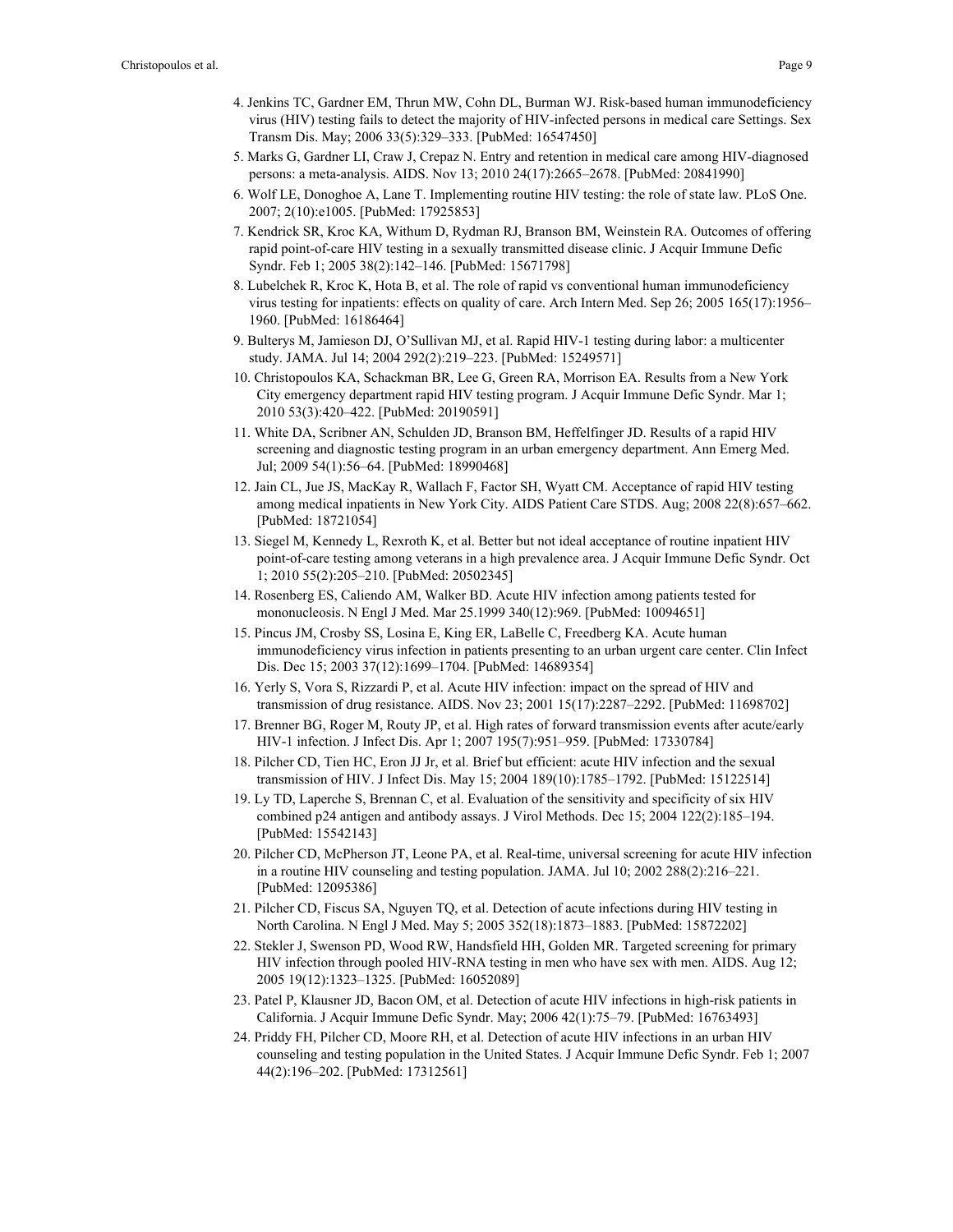4. Jenkins TC, Gardner EM, Thrun MW, Cohn DL, Burman WJ. Risk-based human immunodeficiency virus (HIV) testing fails to detect the majority of HIV-infected persons in medical care Settings. Sex Transm Dis. May; 2006 33(5):329–333. [PubMed: 16547450]
5. Marks G, Gardner LI, Craw J, Crepaz N. Entry and retention in medical care among HIV-diagnosed persons: a meta-analysis. AIDS. Nov 13; 2010 24(17):2665–2678. [PubMed: 20841990]
6. Wolf LE, Donoghoe A, Lane T. Implementing routine HIV testing: the role of state law. PLoS One. 2007; 2(10):e1005. [PubMed: 17925853]
7. Kendrick SR, Kroc KA, Withum D, Rydman RJ, Branson BM, Weinstein RA. Outcomes of offering rapid point-of-care HIV testing in a sexually transmitted disease clinic. J Acquir Immune Defic Syndr. Feb 1; 2005 38(2):142–146. [PubMed: 15671798]
8. Lubelchek R, Kroc K, Hota B, et al. The role of rapid vs conventional human immunodeficiency virus testing for inpatients: effects on quality of care. Arch Intern Med. Sep 26; 2005 165(17):1956–1960. [PubMed: 16186464]
9. Bulterys M, Jamieson DJ, O'Sullivan MJ, et al. Rapid HIV-1 testing during labor: a multicenter study. JAMA. Jul 14; 2004 292(2):219–223. [PubMed: 15249571]
10. Christopoulos KA, Schackman BR, Lee G, Green RA, Morrison EA. Results from a New York City emergency department rapid HIV testing program. J Acquir Immune Defic Syndr. Mar 1; 2010 53(3):420–422. [PubMed: 20190591]
11. White DA, Scribner AN, Schulden JD, Branson BM, Heffelfinger JD. Results of a rapid HIV screening and diagnostic testing program in an urban emergency department. Ann Emerg Med. Jul; 2009 54(1):56–64. [PubMed: 18990468]
12. Jain CL, Jue JS, MacKay R, Wallach F, Factor SH, Wyatt CM. Acceptance of rapid HIV testing among medical inpatients in New York City. AIDS Patient Care STDS. Aug; 2008 22(8):657–662. [PubMed: 18721054]
13. Siegel M, Kennedy L, Rexroth K, et al. Better but not ideal acceptance of routine inpatient HIV point-of-care testing among veterans in a high prevalence area. J Acquir Immune Defic Syndr. Oct 1; 2010 55(2):205–210. [PubMed: 20502345]
14. Rosenberg ES, Caliendo AM, Walker BD. Acute HIV infection among patients tested for mononucleosis. N Engl J Med. Mar 25.1999 340(12):969. [PubMed: 10094651]
15. Pincus JM, Crosby SS, Losina E, King ER, LaBelle C, Freedberg KA. Acute human immunodeficiency virus infection in patients presenting to an urban urgent care center. Clin Infect Dis. Dec 15; 2003 37(12):1699–1704. [PubMed: 14689354]
16. Yerly S, Vora S, Rizzardi P, et al. Acute HIV infection: impact on the spread of HIV and transmission of drug resistance. AIDS. Nov 23; 2001 15(17):2287–2292. [PubMed: 11698702]
17. Brenner BG, Roger M, Routy JP, et al. High rates of forward transmission events after acute/early HIV-1 infection. J Infect Dis. Apr 1; 2007 195(7):951–959. [PubMed: 17330784]
18. Pilcher CD, Tien HC, Eron JJ Jr, et al. Brief but efficient: acute HIV infection and the sexual transmission of HIV. J Infect Dis. May 15; 2004 189(10):1785–1792. [PubMed: 15122514]
19. Ly TD, Laperche S, Brennan C, et al. Evaluation of the sensitivity and specificity of six HIV combined p24 antigen and antibody assays. J Virol Methods. Dec 15; 2004 122(2):185–194. [PubMed: 15542143]
20. Pilcher CD, McPherson JT, Leone PA, et al. Real-time, universal screening for acute HIV infection in a routine HIV counseling and testing population. JAMA. Jul 10; 2002 288(2):216–221. [PubMed: 12095386]
21. Pilcher CD, Fiscus SA, Nguyen TQ, et al. Detection of acute infections during HIV testing in North Carolina. N Engl J Med. May 5; 2005 352(18):1873–1883. [PubMed: 15872202]
22. Stekler J, Swenson PD, Wood RW, Handsfield HH, Golden MR. Targeted screening for primary HIV infection through pooled HIV-RNA testing in men who have sex with men. AIDS. Aug 12; 2005 19(12):1323–1325. [PubMed: 16052089]
23. Patel P, Klausner JD, Bacon OM, et al. Detection of acute HIV infections in high-risk patients in California. J Acquir Immune Defic Syndr. May; 2006 42(1):75–79. [PubMed: 16763493]
24. Priddy FH, Pilcher CD, Moore RH, et al. Detection of acute HIV infections in an urban HIV counseling and testing population in the United States. J Acquir Immune Defic Syndr. Feb 1; 2007 44(2):196–202. [PubMed: 17312561]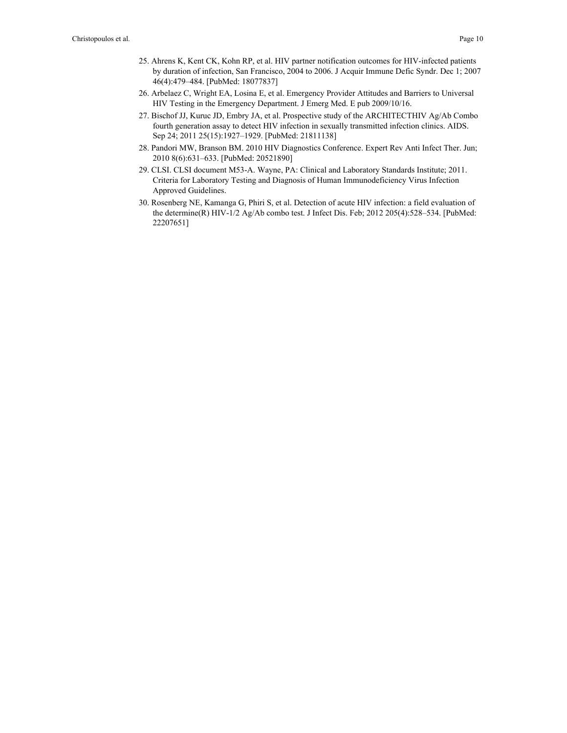25. Ahrens K, Kent CK, Kohn RP, et al. HIV partner notification outcomes for HIV-infected patients by duration of infection, San Francisco, 2004 to 2006. J Acquir Immune Defic Syndr. Dec 1; 2007 46(4):479–484. [PubMed: 18077837]
26. Arbelaez C, Wright EA, Losina E, et al. Emergency Provider Attitudes and Barriers to Universal HIV Testing in the Emergency Department. J Emerg Med. E pub 2009/10/16.
27. Bischof JJ, Kuruc JD, Embry JA, et al. Prospective study of the ARCHITECTHIV Ag/Ab Combo fourth generation assay to detect HIV infection in sexually transmitted infection clinics. AIDS. Sep 24; 2011 25(15):1927–1929. [PubMed: 21811138]
28. Pandori MW, Branson BM. 2010 HIV Diagnostics Conference. Expert Rev Anti Infect Ther. Jun; 2010 8(6):631–633. [PubMed: 20521890]
29. CLSI. CLSI document M53-A. Wayne, PA: Clinical and Laboratory Standards Institute; 2011. Criteria for Laboratory Testing and Diagnosis of Human Immunodeficiency Virus Infection Approved Guidelines.
30. Rosenberg NE, Kamanga G, Phiri S, et al. Detection of acute HIV infection: a field evaluation of the determine(R) HIV-1/2 Ag/Ab combo test. J Infect Dis. Feb; 2012 205(4):528–534. [PubMed: 22207651]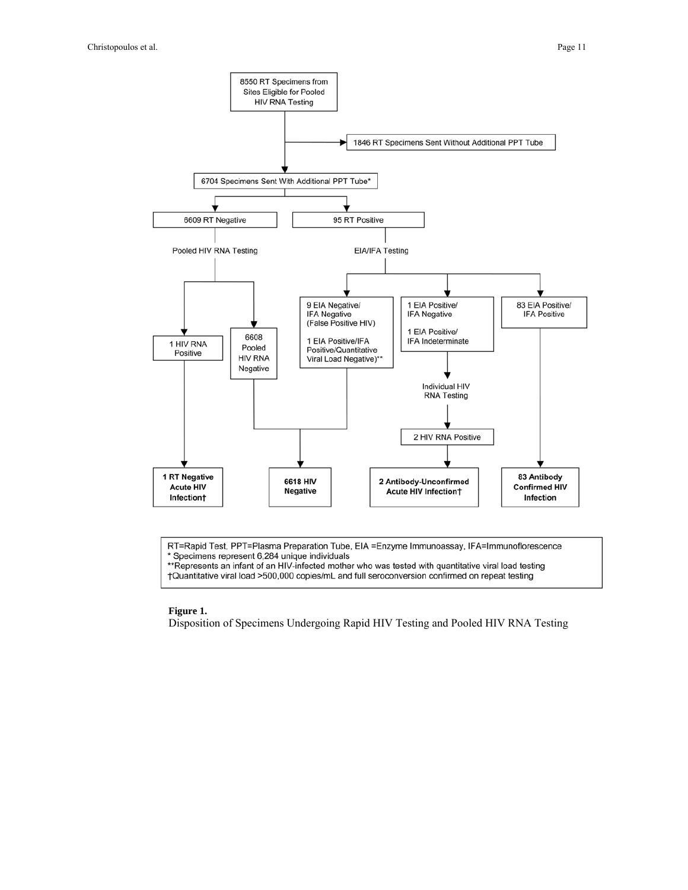8550 RT Specimens from Sites Eligible for Pooled HIV RNA Testing

1846 RT Specimens Sent Without Additional PPT Tube

6704 Specimens Sent With Additional PPT Tube*

6609 RT Negative

95 RT Positive

Pooled HIV RNA Testing

EIA/IFA Testing

1 HIV RNA Positive

6608 Pooled HIV RNA Negative

9 EIA Negative/ IFA Negative (False Positive HIV)

1 EIA Positive/IFA Positive/Quantitative Viral Load Negative)**

1 EIA Positive/ IFA Negative

1 EIA Positive/ IFA Indeterminate

83 EIA Positive/ IFA Positive

Individual HIV RNA Testing

2 HIV RNA Positive

**1 RT Negative Acute HIV Infection†**

**6618 HIV Negative**

**2 Antibody-Unconfirmed Acute HIV Infection†**

**83 Antibody Confirmed HIV Infection**

RT=Rapid Test, PPT=Plasma Preparation Tube, EIA =Enzyme Immunoassay, IFA=Immunoflorescence
* Specimens represent 6,284 unique individuals
** Represents an infant of an HIV-infected mother who was tested with quantitative viral load testing
† Quantitative viral load >500,000 copies/mL and full seroconversion confirmed on repeat testing

**Figure 1.**

Disposition of Specimens Undergoing Rapid HIV Testing and Pooled HIV RNA Testing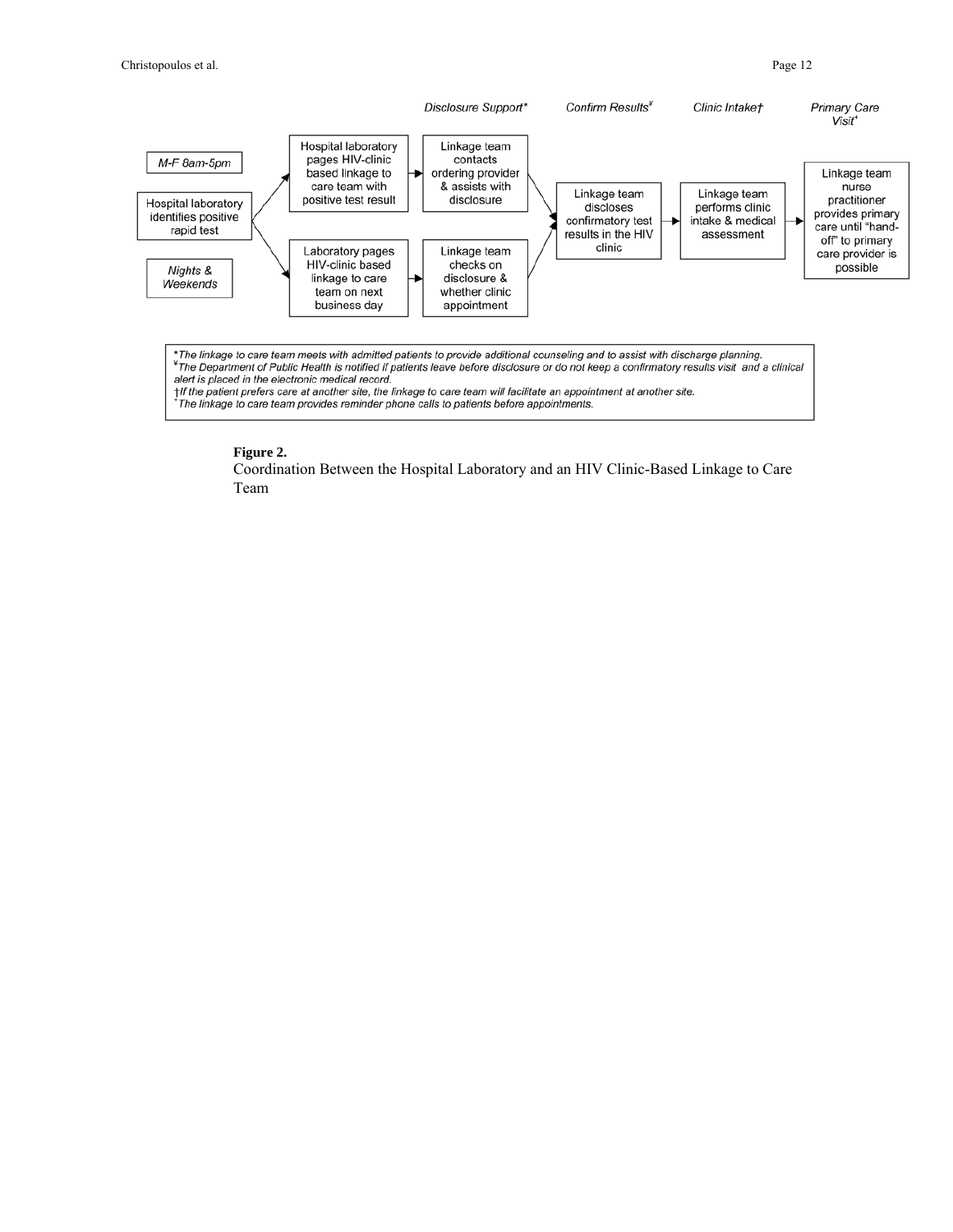*Disclosure Support** | *Confirm Results*[¥] | *Clinic Intake*† | *Primary Care Visit*[+]

*M-F 8am-5pm*

Hospital laboratory identifies positive rapid test

Hospital laboratory pages HIV-clinic based linkage to care team with positive test result

Linkage team contacts ordering provider & assists with disclosure

*Nights & Weekends*

Laboratory pages HIV-clinic based linkage to care team on next business day

Linkage team checks on disclosure & whether clinic appointment

Linkage team discloses confirmatory test results in the HIV clinic

Linkage team performs clinic intake & medical assessment

Linkage team nurse practitioner provides primary care until "hand-off" to primary care provider is possible

*\*The linkage to care team meets with admitted patients to provide additional counseling and to assist with discharge planning.*

*¥The Department of Public Health is notified if patients leave before disclosure or do not keep a confirmatory results visit and a clinical alert is placed in the electronic medical record.*

*†If the patient prefers care at another site, the linkage to care team will facilitate an appointment at another site.*

*+The linkage to care team provides reminder phone calls to patients before appointments.*

**Figure 2.**

Coordination Between the Hospital Laboratory and an HIV Clinic-Based Linkage to Care Team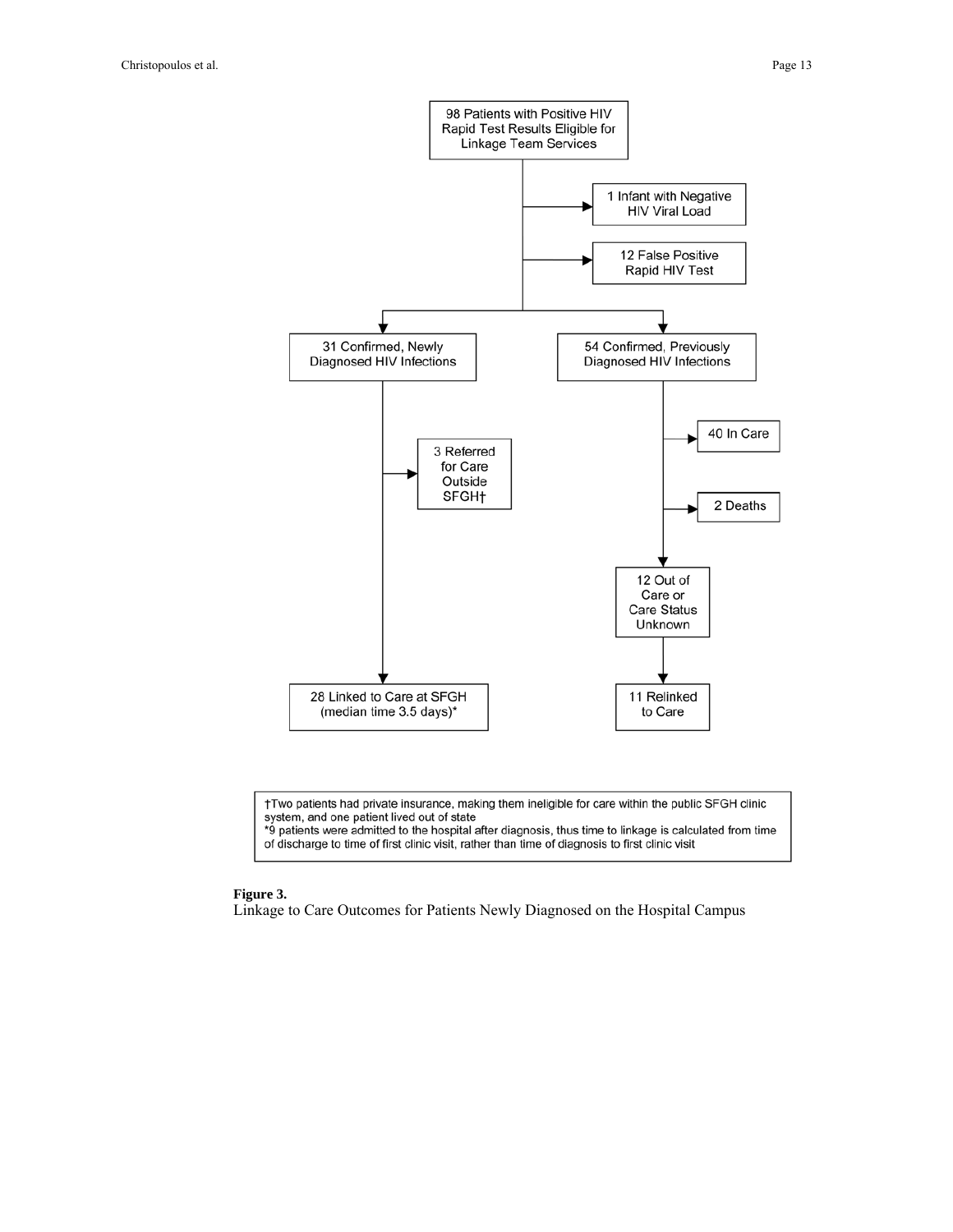98 Patients with Positive HIV Rapid Test Results Eligible for Linkage Team Services

- 1 Infant with Negative HIV Viral Load
- 12 False Positive Rapid HIV Test

31 Confirmed, Newly Diagnosed HIV Infections

- 3 Referred for Care Outside SFGH†
- 28 Linked to Care at SFGH (median time 3.5 days)*

54 Confirmed, Previously Diagnosed HIV Infections

- 40 In Care
- 2 Deaths
- 12 Out of Care or Care Status Unknown
  - 11 Relinked to Care

†Two patients had private insurance, making them ineligible for care within the public SFGH clinic system, and one patient lived out of state

*9 patients were admitted to the hospital after diagnosis, thus time to linkage is calculated from time of discharge to time of first clinic visit, rather than time of diagnosis to first clinic visit

**Figure 3.**

Linkage to Care Outcomes for Patients Newly Diagnosed on the Hospital Campus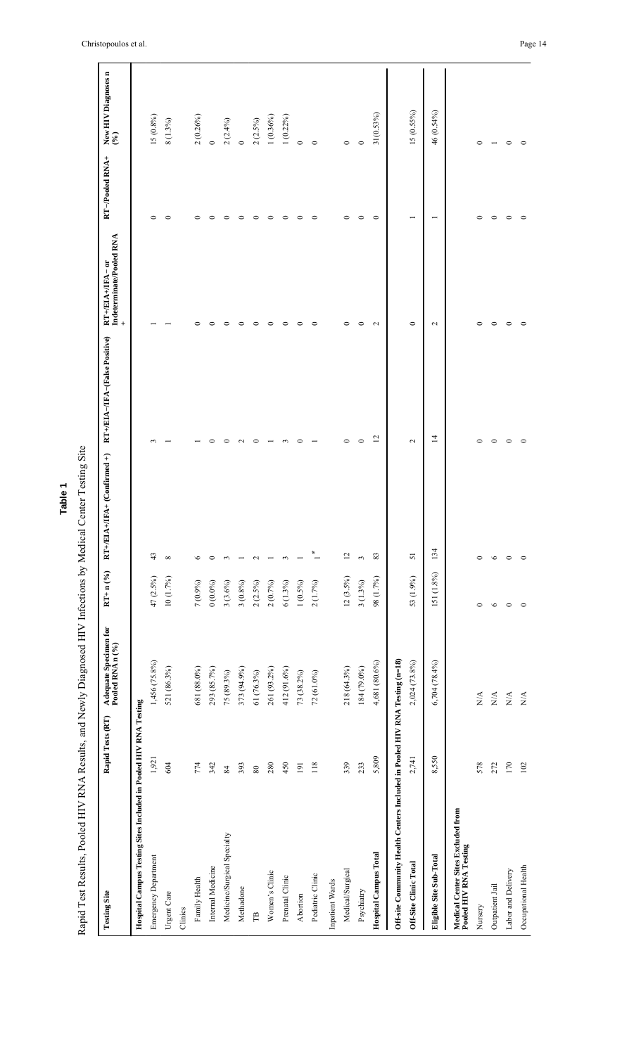**Table 1**

Rapid Test Results, Pooled HIV RNA Results, and Newly Diagnosed HIV Infections by Medical Center Testing Site

| Testing Site | Rapid Tests (RT) | Adequate Specimen for Pooled RNA n (%) | RT+ n (%) | RT+/EIA+/IFA+ (Confirmed +) | RT+/EIA−/IFA−(False Positive) | RT+/EIA+/IFA− or Indeterminate/Pooled RNA + | RT−/Pooled RNA+ | New HIV Diagnoses n (%) |
|---|---|---|---|---|---|---|---|---|
| **Hospital Campus Testing Sites Included in Pooled HIV RNA Testing** | | | | | | | | |
| Emergency Department | 1,921 | 1,456 (75.8%) | 47 (2.5%) | 43 | 3 | 1 | 0 | 15 (0.8%) |
| Urgent Care | 604 | 521 (86.3%) | 10 (1.7%) | 8 | 1 | 1 | 0 | 8 (1.3%) |
| Clinics | | | | | | | | |
| Family Health | 774 | 681 (88.0%) | 7 (0.9%) | 6 | 1 | 0 | 0 | 2 (0.26%) |
| Internal Medicine | 342 | 293 (85.7%) | 0 (0.0%) | 0 | 0 | 0 | 0 | 0 |
| Medicine/Surgical Specialty | 84 | 75 (89.3%) | 3 (3.6%) | 3 | 0 | 0 | 0 | 2 (2.4%) |
| Methadone | 393 | 373 (94.9%) | 3 (0.8%) | 1 | 2 | 0 | 0 | 0 |
| TB | 80 | 61 (76.3%) | 2 (2.5%) | 2 | 0 | 0 | 0 | 2 (2.5%) |
| Women's Clinic | 280 | 261 (93.2%) | 2 (0.7%) | 1 | 1 | 0 | 0 | 1 (0.36%) |
| Prenatal Clinic | 450 | 412 (91.6%) | 6 (1.3%) | 3 | 3 | 0 | 0 | 1 (0.2%) |
| Abortion | 191 | 73 (38.2%) | 1 (0.5%) | 1 | 0 | 0 | 0 | 0 |
| Pediatric Clinic | 118 | 72 (61.0%) | 2 (1.7%) | 1* | 1 | 0 | 0 | 0 |
| Inpatient Wards | | | | | | | | |
| Medical/Surgical | 339 | 218 (64.3%) | 12 (3.5%) | 12 | 0 | 0 | 0 | 0 |
| Psychiatry | 233 | 184 (79.0%) | 3 (1.3%) | 3 | 0 | 0 | 0 | 0 |
| **Hospital Campus Total** | 5,809 | 4,681 (80.6%) | 98 (1.7%) | 83 | 12 | 2 | 0 | 31 (0.53%) |
| **Off-site Community Health Centers Included in Pooled HIV RNA Testing (n=18)** | | | | | | | | |
| **Off-Site Clinic Total** | 2,741 | 2,024 (73.8%) | 53 (1.9%) | 51 | 2 | 0 | 1 | 15 (0.55%) |
| **Eligible Site Sub-Total** | 8,550 | 6,704 (78.4%) | 151 (1.8%) | 134 | 14 | 2 | 1 | 46 (0.54%) |
| **Medical Center Sites Excluded from Pooled HIV RNA Testing** | | | | | | | | |
| Nursery | 578 | N/A | 0 | 0 | 0 | 0 | 0 | 0 |
| Outpatient Jail | 272 | N/A | 6 | 6 | 0 | 0 | 0 | 1 |
| Labor and Delivery | 170 | N/A | 0 | 0 | 0 | 0 | 0 | 0 |
| Occupational Health | 102 | N/A | 0 | 0 | 0 | 0 | 0 | 0 |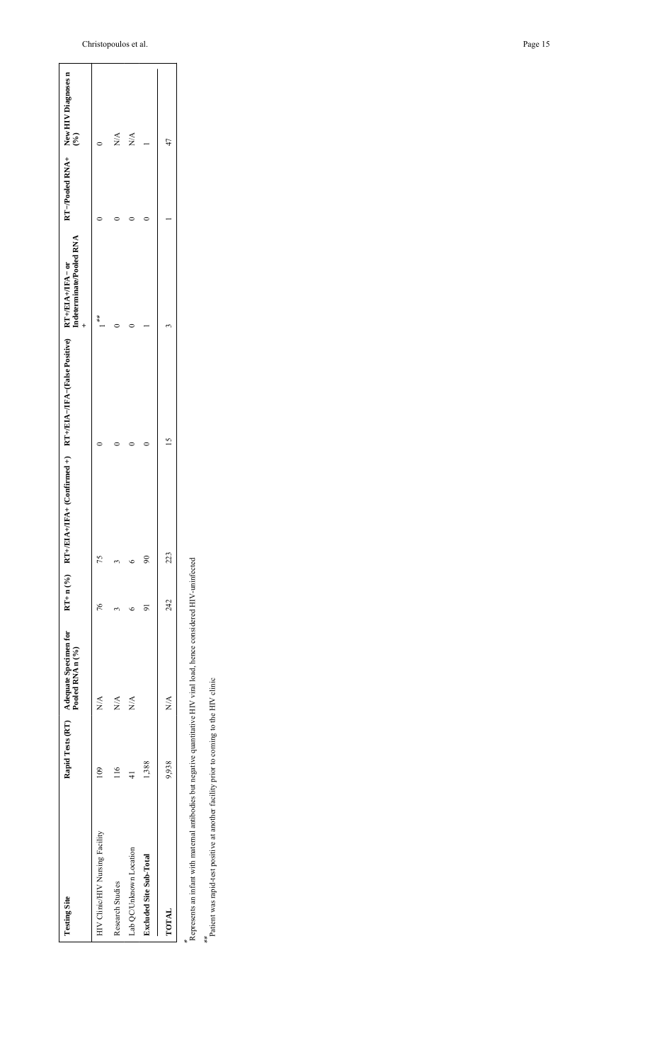| Testing Site | Rapid Tests (RT) | Adequate Specimen for Pooled RNA n (%) | RT+ n (%) | RT+/EIA+/IFA+ (Confirmed +) | RT+/EIA−/IFA−(False Positive) | RT+/EIA+/IFA− or Indeterminate/Pooled RNA + | RT−/Pooled RNA+ | New HIV Diagnoses n (%) |
|---|---|---|---|---|---|---|---|---|
| HIV Clinic/HIV Nursing Facility | 109 | N/A | 76 | 75 | 0 | 1 ** | 0 | 0 |
| Research Studies | 116 | N/A | 3 | 3 | 0 | 0 | 0 | N/A |
| Lab QC/Unknown Location | 41 | N/A | 6 | 6 | 0 | 0 | 0 | N/A |
| **Excluded Site Sub-Total** | 1,388 | | 91 | 90 | 0 | 1 | 0 | 1 |
| **TOTAL** | 9,938 | N/A | 242 | 223 | 15 | 3 | 1 | 47 |

* Represents an infant with maternal antibodies but negative quantitative HIV viral load, hence considered HIV-uninfected

** Patient was rapid-test positive at another facility prior to coming to the HIV clinic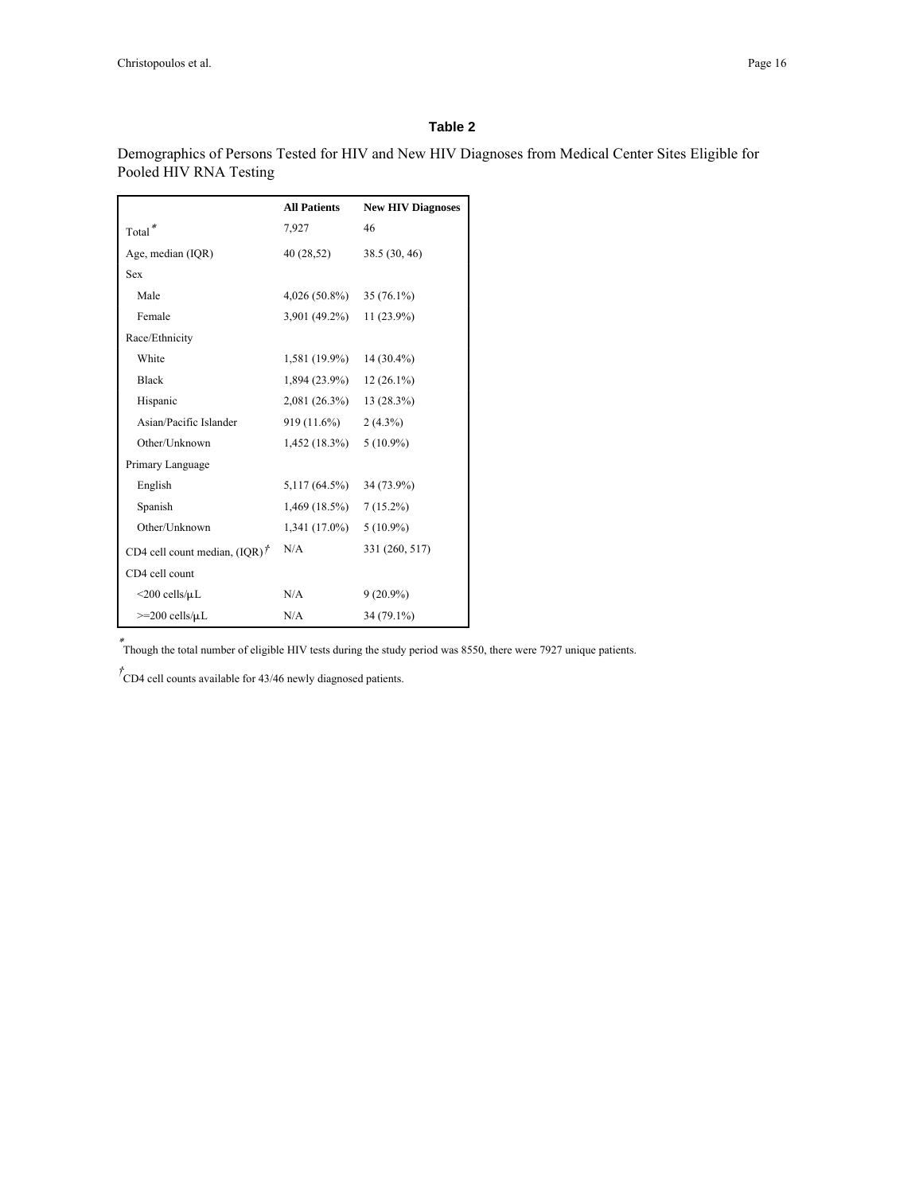## Table 2

Demographics of Persons Tested for HIV and New HIV Diagnoses from Medical Center Sites Eligible for Pooled HIV RNA Testing

| | All Patients | New HIV Diagnoses |
|---|---|---|
| Total [*] | 7,927 | 46 |
| Age, median (IQR) | 40 (28,52) | 38.5 (30, 46) |
| Sex | | |
| Male | 4,026 (50.8%) | 35 (76.1%) |
| Female | 3,901 (49.2%) | 11 (23.9%) |
| Race/Ethnicity | | |
| White | 1,581 (19.9%) | 14 (30.4%) |
| Black | 1,894 (23.9%) | 12 (26.1%) |
| Hispanic | 2,081 (26.3%) | 13 (28.3%) |
| Asian/Pacific Islander | 919 (11.6%) | 2 (4.3%) |
| Other/Unknown | 1,452 (18.3%) | 5 (10.9%) |
| Primary Language | | |
| English | 5,117 (64.5%) | 34 (73.9%) |
| Spanish | 1,469 (18.5%) | 7 (15.2%) |
| Other/Unknown | 1,341 (17.0%) | 5 (10.9%) |
| CD4 cell count median, (IQR) [†] | N/A | 331 (260, 517) |
| CD4 cell count | | |
| <200 cells/μL | N/A | 9 (20.9%) |
| >=200 cells/μL | N/A | 34 (79.1%) |

[*] Though the total number of eligible HIV tests during the study period was 8550, there were 7927 unique patients.

[†] CD4 cell counts available for 43/46 newly diagnosed patients.